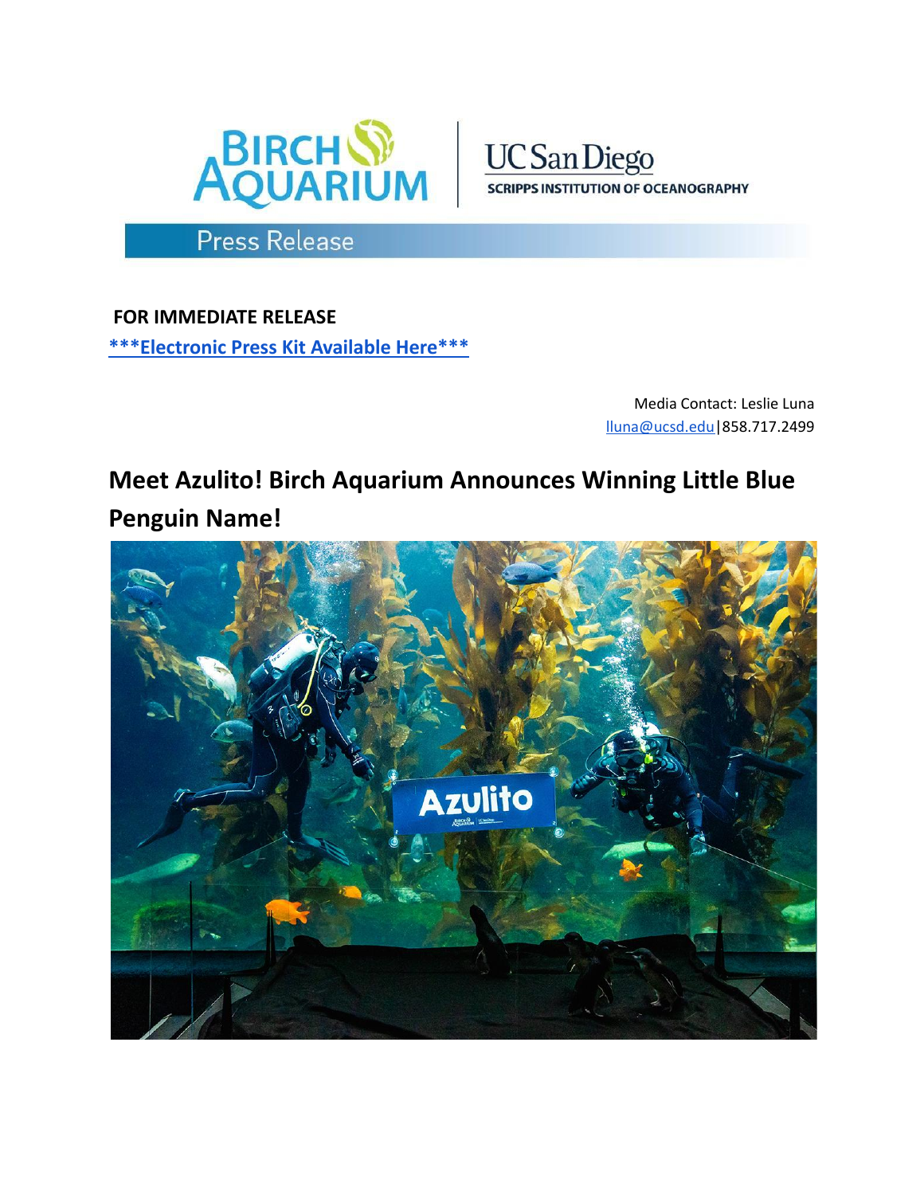Press Release

**FOR IMMEDIATE RELEASE**

**\*\*\*Electronic Press Kit Available Here\*\*\***

Media Contact: Leslie Luna
lluna@ucsd.edu|858.717.2499

# Meet Azulito! Birch Aquarium Announces Winning Little Blue Penguin Name!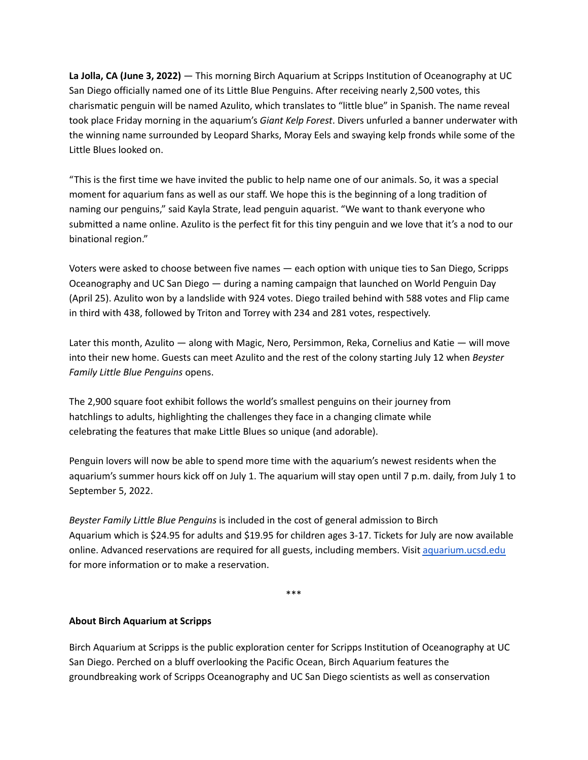**La Jolla, CA (June 3, 2022)** — This morning Birch Aquarium at Scripps Institution of Oceanography at UC San Diego officially named one of its Little Blue Penguins. After receiving nearly 2,500 votes, this charismatic penguin will be named Azulito, which translates to "little blue" in Spanish. The name reveal took place Friday morning in the aquarium's *Giant Kelp Forest*. Divers unfurled a banner underwater with the winning name surrounded by Leopard Sharks, Moray Eels and swaying kelp fronds while some of the Little Blues looked on.

"This is the first time we have invited the public to help name one of our animals. So, it was a special moment for aquarium fans as well as our staff. We hope this is the beginning of a long tradition of naming our penguins," said Kayla Strate, lead penguin aquarist. "We want to thank everyone who submitted a name online. Azulito is the perfect fit for this tiny penguin and we love that it's a nod to our binational region."

Voters were asked to choose between five names — each option with unique ties to San Diego, Scripps Oceanography and UC San Diego — during a naming campaign that launched on World Penguin Day (April 25). Azulito won by a landslide with 924 votes. Diego trailed behind with 588 votes and Flip came in third with 438, followed by Triton and Torrey with 234 and 281 votes, respectively.

Later this month, Azulito — along with Magic, Nero, Persimmon, Reka, Cornelius and Katie — will move into their new home. Guests can meet Azulito and the rest of the colony starting July 12 when *Beyster Family Little Blue Penguins* opens.

The 2,900 square foot exhibit follows the world's smallest penguins on their journey from hatchlings to adults, highlighting the challenges they face in a changing climate while celebrating the features that make Little Blues so unique (and adorable).

Penguin lovers will now be able to spend more time with the aquarium's newest residents when the aquarium's summer hours kick off on July 1. The aquarium will stay open until 7 p.m. daily, from July 1 to September 5, 2022.

*Beyster Family Little Blue Penguins* is included in the cost of general admission to Birch Aquarium which is $24.95 for adults and $19.95 for children ages 3-17. Tickets for July are now available online. Advanced reservations are required for all guests, including members. Visit [aquarium.ucsd.edu](aquarium.ucsd.edu) for more information or to make a reservation.

***

**About Birch Aquarium at Scripps**

Birch Aquarium at Scripps is the public exploration center for Scripps Institution of Oceanography at UC San Diego. Perched on a bluff overlooking the Pacific Ocean, Birch Aquarium features the groundbreaking work of Scripps Oceanography and UC San Diego scientists as well as conservation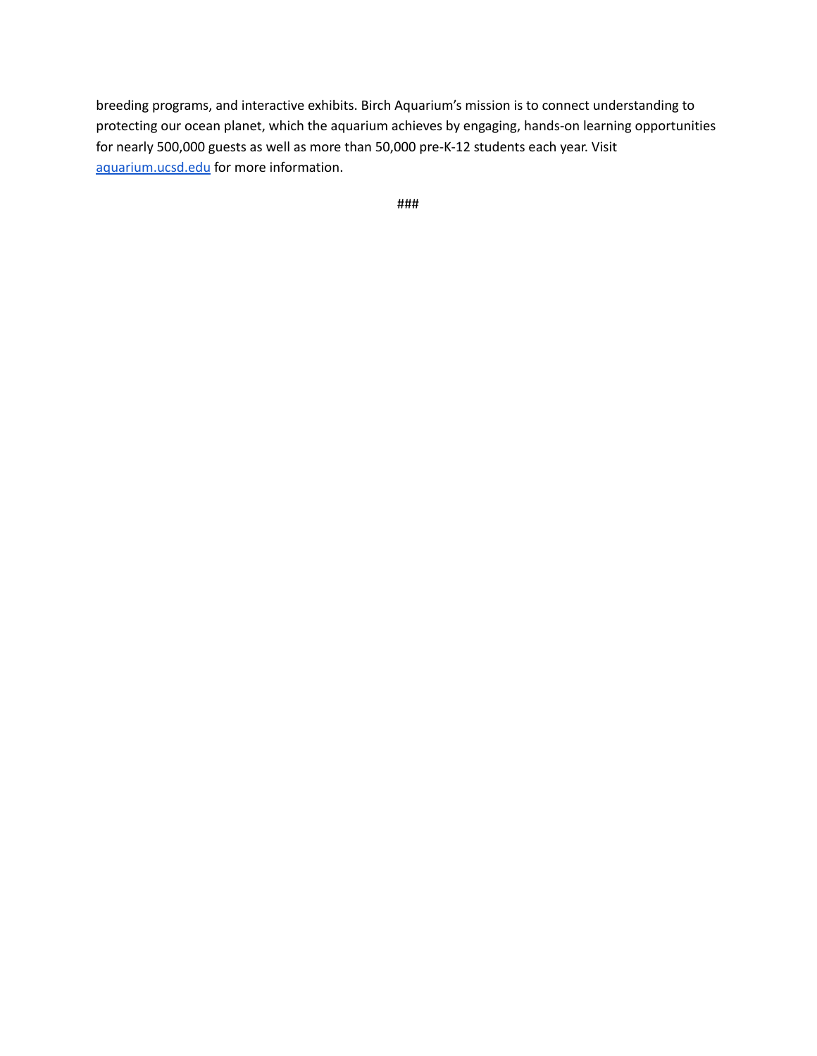breeding programs, and interactive exhibits. Birch Aquarium's mission is to connect understanding to protecting our ocean planet, which the aquarium achieves by engaging, hands-on learning opportunities for nearly 500,000 guests as well as more than 50,000 pre-K-12 students each year. Visit [aquarium.ucsd.edu](aquarium.ucsd.edu) for more information.

###